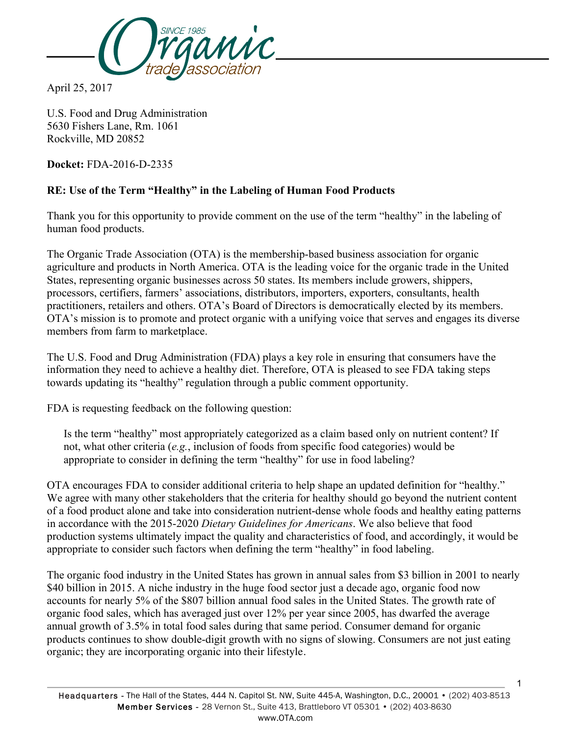April 25, 2017

U.S. Food and Drug Administration
5630 Fishers Lane, Rm. 1061
Rockville, MD 20852

**Docket:** FDA-2016-D-2335

**RE: Use of the Term "Healthy" in the Labeling of Human Food Products**

Thank you for this opportunity to provide comment on the use of the term "healthy" in the labeling of human food products.

The Organic Trade Association (OTA) is the membership-based business association for organic agriculture and products in North America. OTA is the leading voice for the organic trade in the United States, representing organic businesses across 50 states. Its members include growers, shippers, processors, certifiers, farmers' associations, distributors, importers, exporters, consultants, health practitioners, retailers and others. OTA's Board of Directors is democratically elected by its members. OTA's mission is to promote and protect organic with a unifying voice that serves and engages its diverse members from farm to marketplace.

The U.S. Food and Drug Administration (FDA) plays a key role in ensuring that consumers have the information they need to achieve a healthy diet. Therefore, OTA is pleased to see FDA taking steps towards updating its "healthy" regulation through a public comment opportunity.

FDA is requesting feedback on the following question:

> Is the term "healthy" most appropriately categorized as a claim based only on nutrient content? If not, what other criteria (*e.g.*, inclusion of foods from specific food categories) would be appropriate to consider in defining the term "healthy" for use in food labeling?

OTA encourages FDA to consider additional criteria to help shape an updated definition for "healthy." We agree with many other stakeholders that the criteria for healthy should go beyond the nutrient content of a food product alone and take into consideration nutrient-dense whole foods and healthy eating patterns in accordance with the 2015-2020 *Dietary Guidelines for Americans*. We also believe that food production systems ultimately impact the quality and characteristics of food, and accordingly, it would be appropriate to consider such factors when defining the term "healthy" in food labeling.

The organic food industry in the United States has grown in annual sales from $3 billion in 2001 to nearly $40 billion in 2015. A niche industry in the huge food sector just a decade ago, organic food now accounts for nearly 5% of the $807 billion annual food sales in the United States. The growth rate of organic food sales, which has averaged just over 12% per year since 2005, has dwarfed the average annual growth of 3.5% in total food sales during that same period. Consumer demand for organic products continues to show double-digit growth with no signs of slowing. Consumers are not just eating organic; they are incorporating organic into their lifestyle.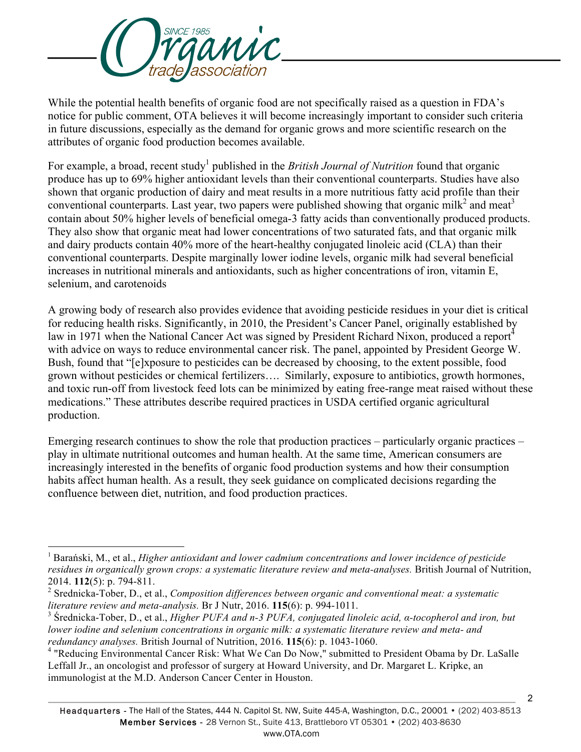While the potential health benefits of organic food are not specifically raised as a question in FDA's notice for public comment, OTA believes it will become increasingly important to consider such criteria in future discussions, especially as the demand for organic grows and more scientific research on the attributes of organic food production becomes available.

For example, a broad, recent study[1] published in the *British Journal of Nutrition* found that organic produce has up to 69% higher antioxidant levels than their conventional counterparts. Studies have also shown that organic production of dairy and meat results in a more nutritious fatty acid profile than their conventional counterparts. Last year, two papers were published showing that organic milk[2] and meat[3] contain about 50% higher levels of beneficial omega-3 fatty acids than conventionally produced products. They also show that organic meat had lower concentrations of two saturated fats, and that organic milk and dairy products contain 40% more of the heart-healthy conjugated linoleic acid (CLA) than their conventional counterparts. Despite marginally lower iodine levels, organic milk had several beneficial increases in nutritional minerals and antioxidants, such as higher concentrations of iron, vitamin E, selenium, and carotenoids

A growing body of research also provides evidence that avoiding pesticide residues in your diet is critical for reducing health risks. Significantly, in 2010, the President's Cancer Panel, originally established by law in 1971 when the National Cancer Act was signed by President Richard Nixon, produced a report[4] with advice on ways to reduce environmental cancer risk. The panel, appointed by President George W. Bush, found that "[e]xposure to pesticides can be decreased by choosing, to the extent possible, food grown without pesticides or chemical fertilizers…. Similarly, exposure to antibiotics, growth hormones, and toxic run-off from livestock feed lots can be minimized by eating free-range meat raised without these medications." These attributes describe required practices in USDA certified organic agricultural production.

Emerging research continues to show the role that production practices – particularly organic practices – play in ultimate nutritional outcomes and human health. At the same time, American consumers are increasingly interested in the benefits of organic food production systems and how their consumption habits affect human health. As a result, they seek guidance on complicated decisions regarding the confluence between diet, nutrition, and food production practices.

---

[1] Barański, M., et al., *Higher antioxidant and lower cadmium concentrations and lower incidence of pesticide residues in organically grown crops: a systematic literature review and meta-analyses.* British Journal of Nutrition, 2014. **112**(5): p. 794-811.

[2] Srednicka-Tober, D., et al., *Composition differences between organic and conventional meat: a systematic literature review and meta-analysis.* Br J Nutr, 2016. **115**(6): p. 994-1011.

[3] Średnicka-Tober, D., et al., *Higher PUFA and n-3 PUFA, conjugated linoleic acid, α-tocopherol and iron, but lower iodine and selenium concentrations in organic milk: a systematic literature review and meta- and redundancy analyses.* British Journal of Nutrition, 2016. **115**(6): p. 1043-1060.

[4] "Reducing Environmental Cancer Risk: What We Can Do Now," submitted to President Obama by Dr. LaSalle Leffall Jr., an oncologist and professor of surgery at Howard University, and Dr. Margaret L. Kripke, an immunologist at the M.D. Anderson Cancer Center in Houston.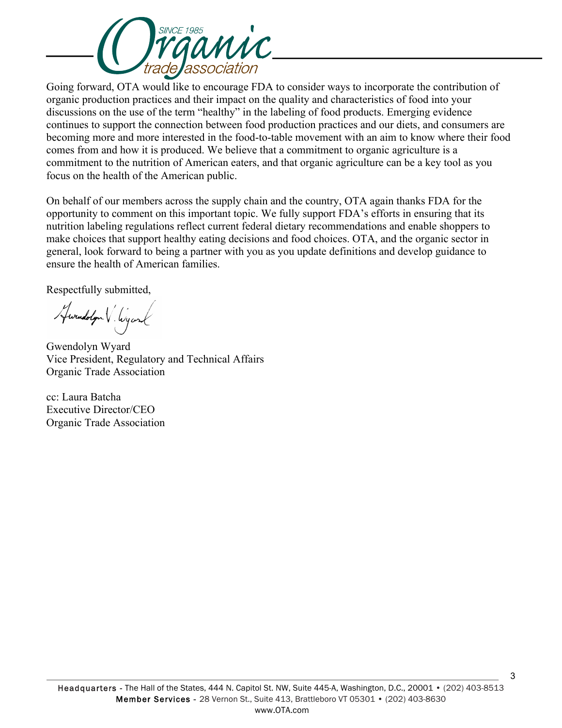Going forward, OTA would like to encourage FDA to consider ways to incorporate the contribution of organic production practices and their impact on the quality and characteristics of food into your discussions on the use of the term "healthy" in the labeling of food products. Emerging evidence continues to support the connection between food production practices and our diets, and consumers are becoming more and more interested in the food-to-table movement with an aim to know where their food comes from and how it is produced. We believe that a commitment to organic agriculture is a commitment to the nutrition of American eaters, and that organic agriculture can be a key tool as you focus on the health of the American public.

On behalf of our members across the supply chain and the country, OTA again thanks FDA for the opportunity to comment on this important topic. We fully support FDA's efforts in ensuring that its nutrition labeling regulations reflect current federal dietary recommendations and enable shoppers to make choices that support healthy eating decisions and food choices. OTA, and the organic sector in general, look forward to being a partner with you as you update definitions and develop guidance to ensure the health of American families.

Respectfully submitted,

Gwendolyn Wyard
Vice President, Regulatory and Technical Affairs
Organic Trade Association

cc: Laura Batcha
Executive Director/CEO
Organic Trade Association